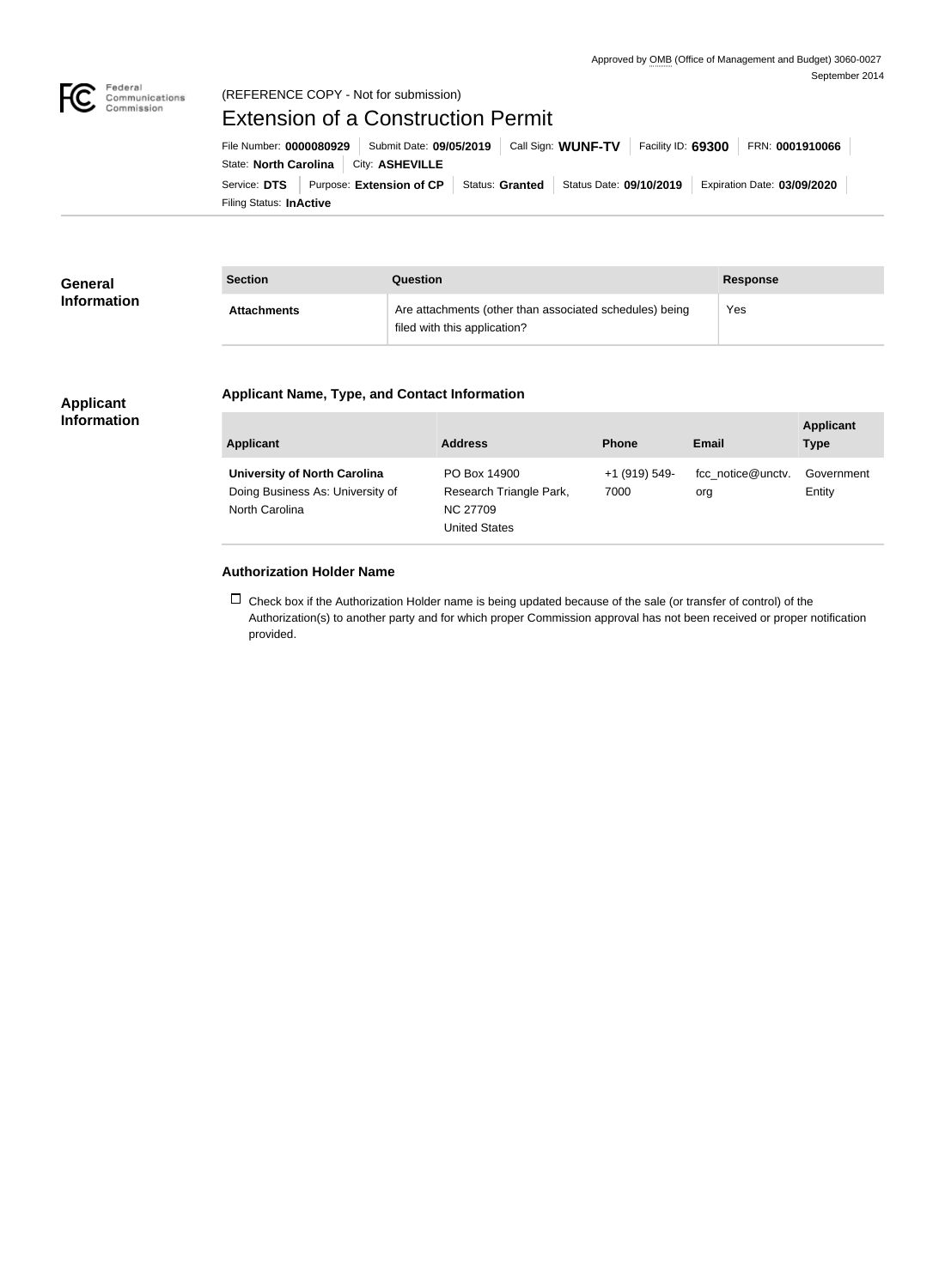Approved by OMB (Office of Management and Budget) 3060-0027
September 2014

(REFERENCE COPY - Not for submission)

# Extension of a Construction Permit

File Number: **0000080929** | Submit Date: **09/05/2019** | Call Sign: **WUNF-TV** | Facility ID: **69300** | FRN: **0001910066**

State: **North Carolina** | City: **ASHEVILLE**

Service: **DTS** | Purpose: **Extension of CP** | Status: **Granted** | Status Date: **09/10/2019** | Expiration Date: **03/09/2020**

Filing Status: **InActive**

## General Information

| Section | Question | Response |
| --- | --- | --- |
| **Attachments** | Are attachments (other than associated schedules) being filed with this application? | Yes |

## Applicant Information

### Applicant Name, Type, and Contact Information

| Applicant | Address | Phone | Email | Applicant Type |
| --- | --- | --- | --- | --- |
| **University of North Carolina** Doing Business As: University of North Carolina | PO Box 14900 Research Triangle Park, NC 27709 United States | +1 (919) 549-7000 | fcc_notice@unctv.org | Government Entity |

### Authorization Holder Name

☐ Check box if the Authorization Holder name is being updated because of the sale (or transfer of control) of the Authorization(s) to another party and for which proper Commission approval has not been received or proper notification provided.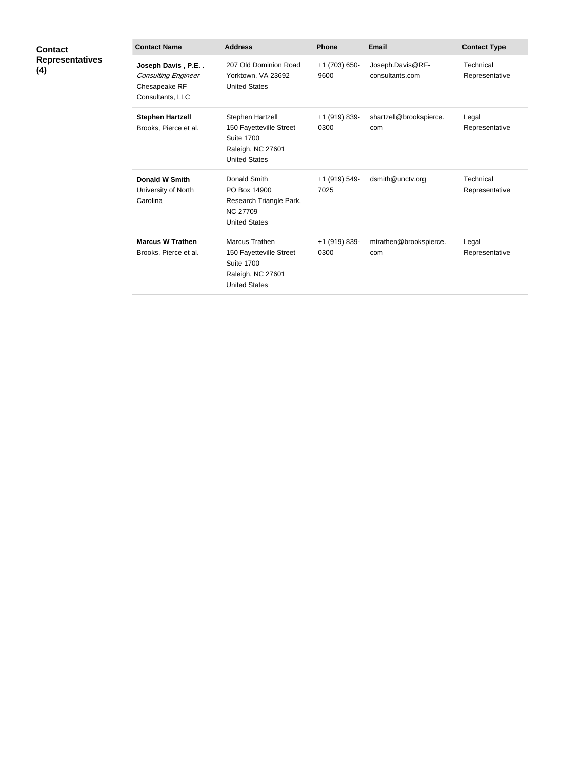**Contact Representatives (4)**

| Contact Name | Address | Phone | Email | Contact Type |
| --- | --- | --- | --- | --- |
| **Joseph Davis , P.E. .** *Consulting Engineer* Chesapeake RF Consultants, LLC | 207 Old Dominion Road Yorktown, VA 23692 United States | +1 (703) 650-9600 | Joseph.Davis@RF-consultants.com | Technical Representative |
| **Stephen Hartzell** Brooks, Pierce et al. | Stephen Hartzell 150 Fayetteville Street Suite 1700 Raleigh, NC 27601 United States | +1 (919) 839-0300 | shartzell@brookspierce.com | Legal Representative |
| **Donald W Smith** University of North Carolina | Donald Smith PO Box 14900 Research Triangle Park, NC 27709 United States | +1 (919) 549-7025 | dsmith@unctv.org | Technical Representative |
| **Marcus W Trathen** Brooks, Pierce et al. | Marcus Trathen 150 Fayetteville Street Suite 1700 Raleigh, NC 27601 United States | +1 (919) 839-0300 | mtrathen@brookspierce.com | Legal Representative |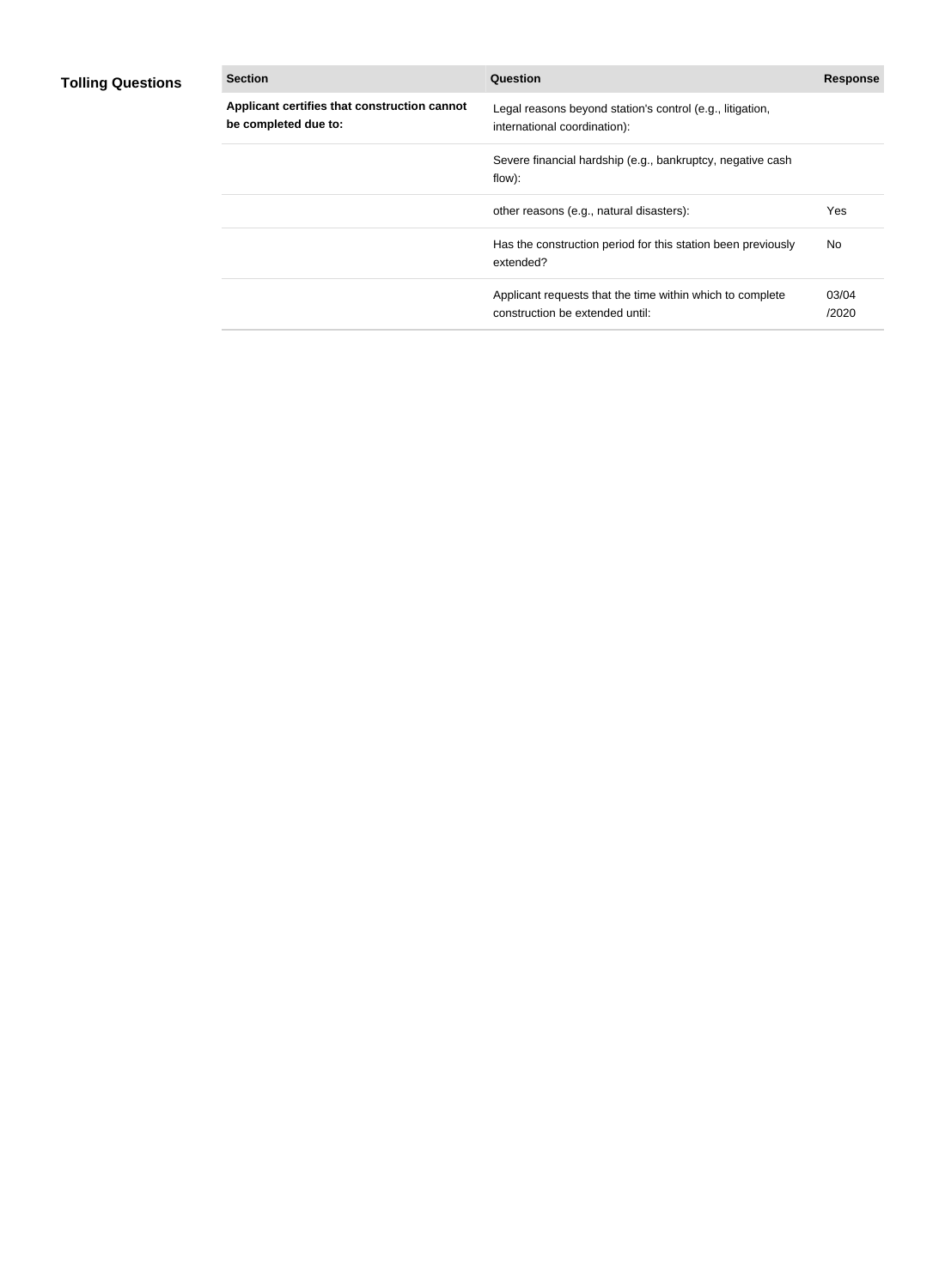**Tolling Questions**

| Section | Question | Response |
|---|---|---|
| **Applicant certifies that construction cannot be completed due to:** | Legal reasons beyond station's control (e.g., litigation, international coordination): | |
| | Severe financial hardship (e.g., bankruptcy, negative cash flow): | |
| | other reasons (e.g., natural disasters): | Yes |
| | Has the construction period for this station been previously extended? | No |
| | Applicant requests that the time within which to complete construction be extended until: | 03/04/2020 |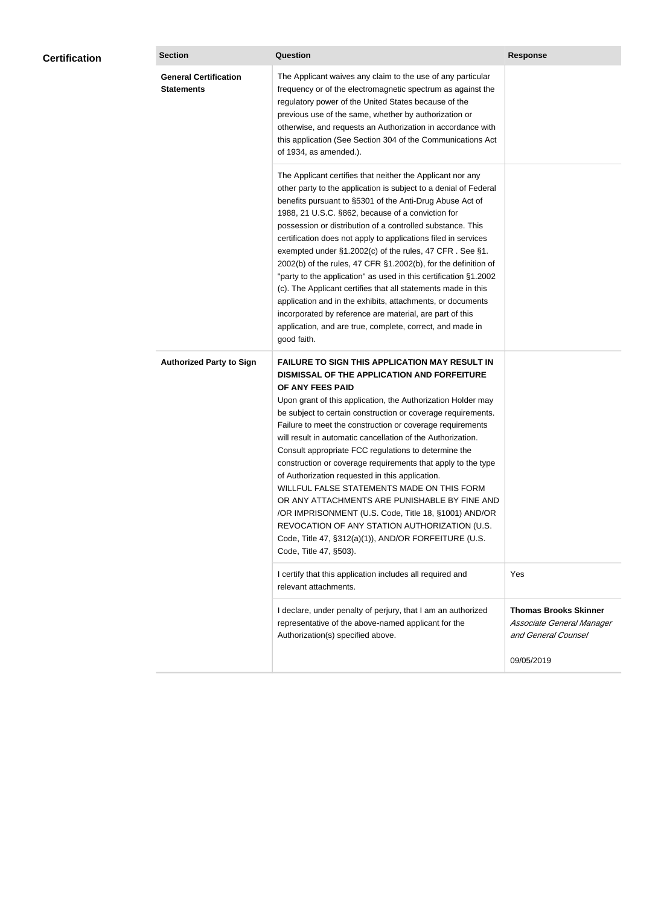## Certification

| Section | Question | Response |
| --- | --- | --- |
| **General Certification Statements** | The Applicant waives any claim to the use of any particular frequency or of the electromagnetic spectrum as against the regulatory power of the United States because of the previous use of the same, whether by authorization or otherwise, and requests an Authorization in accordance with this application (See Section 304 of the Communications Act of 1934, as amended.). | |
| | The Applicant certifies that neither the Applicant nor any other party to the application is subject to a denial of Federal benefits pursuant to §5301 of the Anti-Drug Abuse Act of 1988, 21 U.S.C. §862, because of a conviction for possession or distribution of a controlled substance. This certification does not apply to applications filed in services exempted under §1.2002(c) of the rules, 47 CFR . See §1.2002(b) of the rules, 47 CFR §1.2002(b), for the definition of "party to the application" as used in this certification §1.2002(c). The Applicant certifies that all statements made in this application and in the exhibits, attachments, or documents incorporated by reference are material, are part of this application, and are true, complete, correct, and made in good faith. | |
| **Authorized Party to Sign** | **FAILURE TO SIGN THIS APPLICATION MAY RESULT IN DISMISSAL OF THE APPLICATION AND FORFEITURE OF ANY FEES PAID** Upon grant of this application, the Authorization Holder may be subject to certain construction or coverage requirements. Failure to meet the construction or coverage requirements will result in automatic cancellation of the Authorization. Consult appropriate FCC regulations to determine the construction or coverage requirements that apply to the type of Authorization requested in this application. WILLFUL FALSE STATEMENTS MADE ON THIS FORM OR ANY ATTACHMENTS ARE PUNISHABLE BY FINE AND /OR IMPRISONMENT (U.S. Code, Title 18, §1001) AND/OR REVOCATION OF ANY STATION AUTHORIZATION (U.S. Code, Title 47, §312(a)(1)), AND/OR FORFEITURE (U.S. Code, Title 47, §503). | |
| | I certify that this application includes all required and relevant attachments. | Yes |
| | I declare, under penalty of perjury, that I am an authorized representative of the above-named applicant for the Authorization(s) specified above. | **Thomas Brooks Skinner** *Associate General Manager and General Counsel* 09/05/2019 |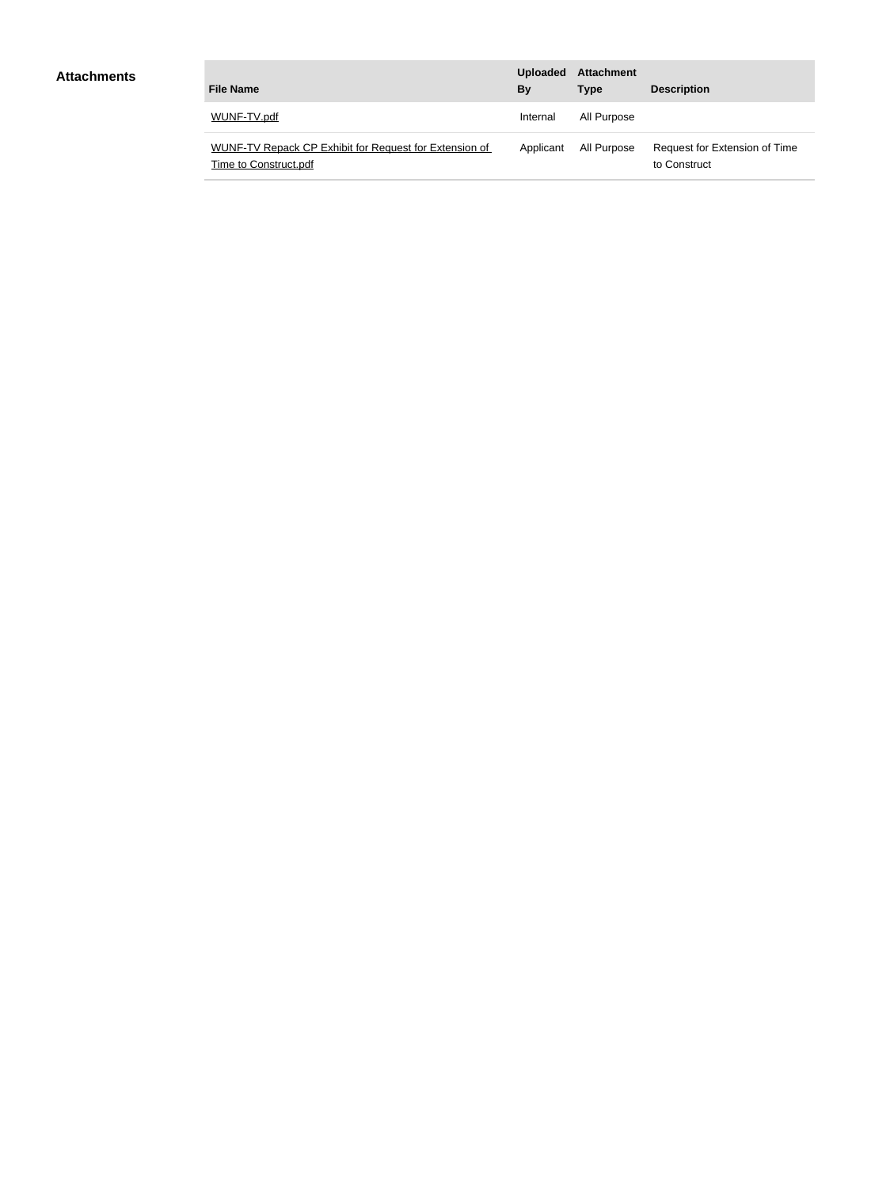**Attachments**

| File Name | Uploaded By | Attachment Type | Description |
| --- | --- | --- | --- |
| WUNF-TV.pdf | Internal | All Purpose | |
| WUNF-TV Repack CP Exhibit for Request for Extension of Time to Construct.pdf | Applicant | All Purpose | Request for Extension of Time to Construct |